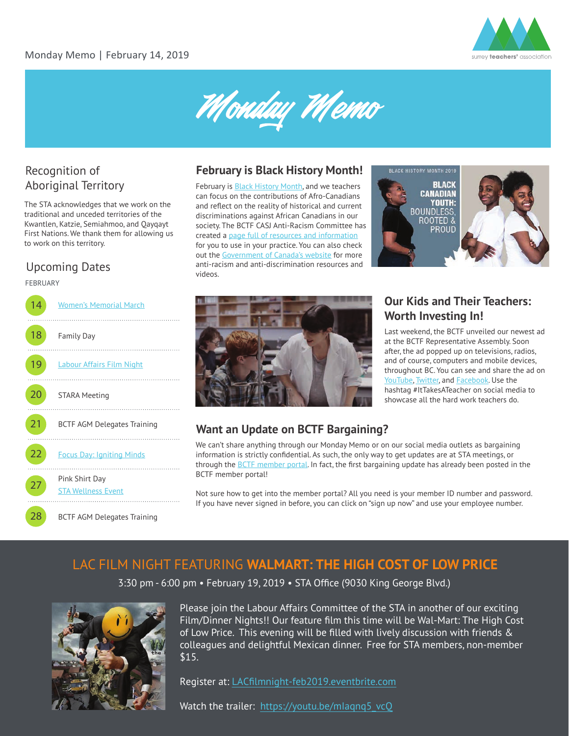Monday Memo | February 14, 2019

# Monday Memo

## Recognition of Aboriginal Territory

The STA acknowledges that we work on the traditional and unceded territories of the Kwantlen, Katzie, Semiahmoo, and Qayqayt First Nations. We thank them for allowing us to work on this territory.

## Upcoming Dates

FEBRUARY

- **14** Women's Memorial March
- **18** Family Day
- **19** Labour Affairs Film Night
- **20** STARA Meeting
- **21** BCTF AGM Delegates Training
- **22** Focus Day: Igniting Minds
- **27** Pink Shirt Day; STA Wellness Event
- **28** BCTF AGM Delegates Training

## February is Black History Month!

February is Black History Month, and we teachers can focus on the contributions of Afro-Canadians and reflect on the reality of historical and current discriminations against African Canadians in our society. The BCTF CASJ Anti-Racism Committee has created a page full of resources and information for you to use in your practice. You can also check out the Government of Canada's website for more anti-racism and anti-discrimination resources and videos.

## Our Kids and Their Teachers: Worth Investing In!

Last weekend, the BCTF unveiled our newest ad at the BCTF Representative Assembly. Soon after, the ad popped up on televisions, radios, and of course, computers and mobile devices, throughout BC. You can see and share the ad on YouTube, Twitter, and Facebook. Use the hashtag #ItTakesATeacher on social media to showcase all the hard work teachers do.

## Want an Update on BCTF Bargaining?

We can't share anything through our Monday Memo or on our social media outlets as bargaining information is strictly confidential. As such, the only way to get updates are at STA meetings, or through the BCTF member portal. In fact, the first bargaining update has already been posted in the BCTF member portal!

Not sure how to get into the member portal? All you need is your member ID number and password. If you have never signed in before, you can click on "sign up now" and use your employee number.

## LAC FILM NIGHT FEATURING **WALMART: THE HIGH COST OF LOW PRICE**

3:30 pm - 6:00 pm • February 19, 2019 • STA Office (9030 King George Blvd.)

Please join the Labour Affairs Committee of the STA in another of our exciting Film/Dinner Nights!! Our feature film this time will be Wal-Mart: The High Cost of Low Price. This evening will be filled with lively discussion with friends & colleagues and delightful Mexican dinner. Free for STA members, non-member $15.

Register at: LACfilmnight-feb2019.eventbrite.com

Watch the trailer: https://youtu.be/mlaqnq5_vcQ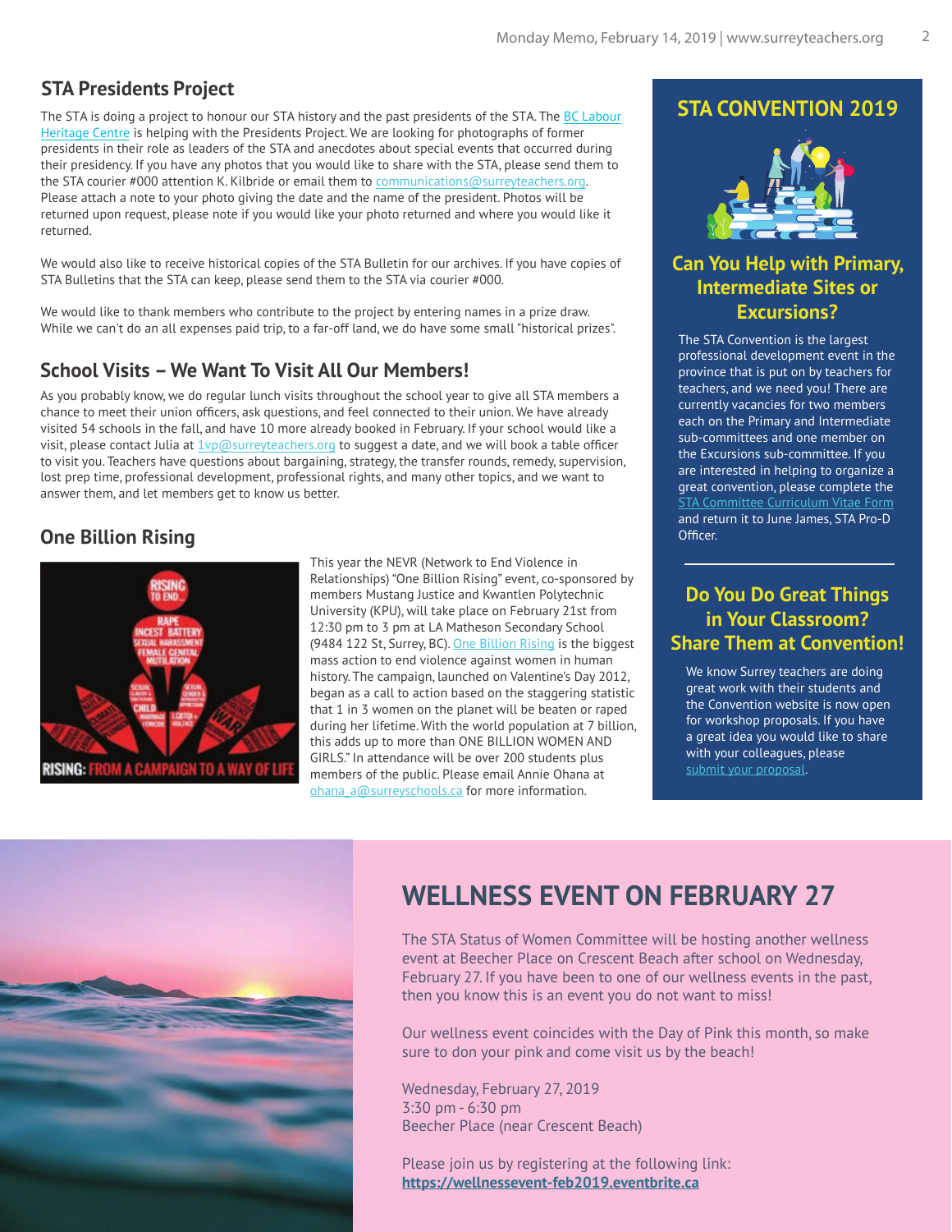## STA Presidents Project

The STA is doing a project to honour our STA history and the past presidents of the STA. The BC Labour Heritage Centre is helping with the Presidents Project. We are looking for photographs of former presidents in their role as leaders of the STA and anecdotes about special events that occurred during their presidency. If you have any photos that you would like to share with the STA, please send them to the STA courier #000 attention K. Kilbride or email them to communications@surreyteachers.org. Please attach a note to your photo giving the date and the name of the president. Photos will be returned upon request, please note if you would like your photo returned and where you would like it returned.

We would also like to receive historical copies of the STA Bulletin for our archives. If you have copies of STA Bulletins that the STA can keep, please send them to the STA via courier #000.

We would like to thank members who contribute to the project by entering names in a prize draw. While we can't do an all expenses paid trip, to a far-off land, we do have some small "historical prizes".

## School Visits – We Want To Visit All Our Members!

As you probably know, we do regular lunch visits throughout the school year to give all STA members a chance to meet their union officers, ask questions, and feel connected to their union. We have already visited 54 schools in the fall, and have 10 more already booked in February. If your school would like a visit, please contact Julia at 1vp@surreyteachers.org to suggest a date, and we will book a table officer to visit you. Teachers have questions about bargaining, strategy, the transfer rounds, remedy, supervision, lost prep time, professional development, professional rights, and many other topics, and we want to answer them, and let members get to know us better.

## One Billion Rising

This year the NEVR (Network to End Violence in Relationships) "One Billion Rising" event, co-sponsored by members Mustang Justice and Kwantlen Polytechnic University (KPU), will take place on February 21st from 12:30 pm to 3 pm at LA Matheson Secondary School (9484 122 St, Surrey, BC). One Billion Rising is the biggest mass action to end violence against women in human history. The campaign, launched on Valentine's Day 2012, began as a call to action based on the staggering statistic that 1 in 3 women on the planet will be beaten or raped during her lifetime. With the world population at 7 billion, this adds up to more than ONE BILLION WOMEN AND GIRLS." In attendance will be over 200 students plus members of the public. Please email Annie Ohana at ohana_a@surreyschools.ca for more information.

## STA CONVENTION 2019

### Can You Help with Primary, Intermediate Sites or Excursions?

The STA Convention is the largest professional development event in the province that is put on by teachers for teachers, and we need you! There are currently vacancies for two members each on the Primary and Intermediate sub-committees and one member on the Excursions sub-committee. If you are interested in helping to organize a great convention, please complete the STA Committee Curriculum Vitae Form and return it to June James, STA Pro-D Officer.

### Do You Do Great Things in Your Classroom? Share Them at Convention!

We know Surrey teachers are doing great work with their students and the Convention website is now open for workshop proposals. If you have a great idea you would like to share with your colleagues, please submit your proposal.

## WELLNESS EVENT ON FEBRUARY 27

The STA Status of Women Committee will be hosting another wellness event at Beecher Place on Crescent Beach after school on Wednesday, February 27. If you have been to one of our wellness events in the past, then you know this is an event you do not want to miss!

Our wellness event coincides with the Day of Pink this month, so make sure to don your pink and come visit us by the beach!

Wednesday, February 27, 2019
3:30 pm - 6:30 pm
Beecher Place (near Crescent Beach)

Please join us by registering at the following link:
**https://wellnessevent-feb2019.eventbrite.ca**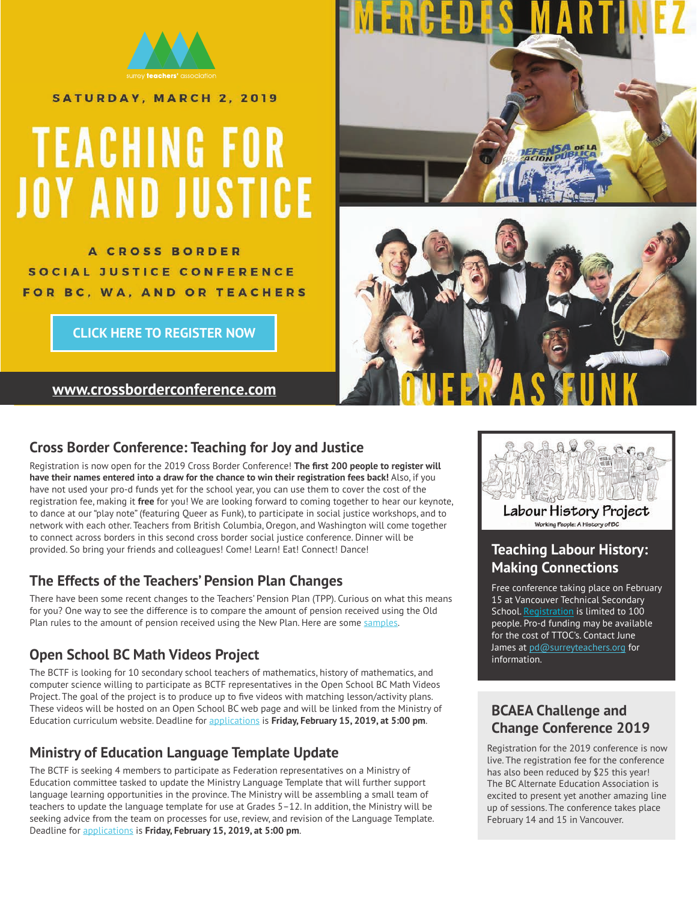surrey teachers' association

SATURDAY, MARCH 2, 2019

# TEACHING FOR JOY AND JUSTICE

A CROSS BORDER SOCIAL JUSTICE CONFERENCE FOR BC, WA, AND OR TEACHERS

CLICK HERE TO REGISTER NOW

**www.crossborderconference.com**

MERCEDES MARTINEZ

QUEER AS FUNK

## Cross Border Conference: Teaching for Joy and Justice

Registration is now open for the 2019 Cross Border Conference! **The first 200 people to register will have their names entered into a draw for the chance to win their registration fees back!** Also, if you have not used your pro-d funds yet for the school year, you can use them to cover the cost of the registration fee, making it **free** for you! We are looking forward to coming together to hear our keynote, to dance at our "play note" (featuring Queer as Funk), to participate in social justice workshops, and to network with each other. Teachers from British Columbia, Oregon, and Washington will come together to connect across borders in this second cross border social justice conference. Dinner will be provided. So bring your friends and colleagues! Come! Learn! Eat! Connect! Dance!

## The Effects of the Teachers' Pension Plan Changes

There have been some recent changes to the Teachers' Pension Plan (TPP). Curious on what this means for you? One way to see the difference is to compare the amount of pension received using the Old Plan rules to the amount of pension received using the New Plan. Here are some samples.

## Open School BC Math Videos Project

The BCTF is looking for 10 secondary school teachers of mathematics, history of mathematics, and computer science willing to participate as BCTF representatives in the Open School BC Math Videos Project. The goal of the project is to produce up to five videos with matching lesson/activity plans. These videos will be hosted on an Open School BC web page and will be linked from the Ministry of Education curriculum website. Deadline for applications is **Friday, February 15, 2019, at 5:00 pm**.

## Ministry of Education Language Template Update

The BCTF is seeking 4 members to participate as Federation representatives on a Ministry of Education committee tasked to update the Ministry Language Template that will further support language learning opportunities in the province. The Ministry will be assembling a small team of teachers to update the language template for use at Grades 5–12. In addition, the Ministry will be seeking advice from the team on processes for use, review, and revision of the Language Template. Deadline for applications is **Friday, February 15, 2019, at 5:00 pm**.

Labour History Project

Working People: A History of BC

## Teaching Labour History: Making Connections

Free conference taking place on February 15 at Vancouver Technical Secondary School. Registration is limited to 100 people. Pro-d funding may be available for the cost of TTOC's. Contact June James at pd@surreyteachers.org for information.

## BCAEA Challenge and Change Conference 2019

Registration for the 2019 conference is now live. The registration fee for the conference has also been reduced by $25 this year! The BC Alternate Education Association is excited to present yet another amazing line up of sessions. The conference takes place February 14 and 15 in Vancouver.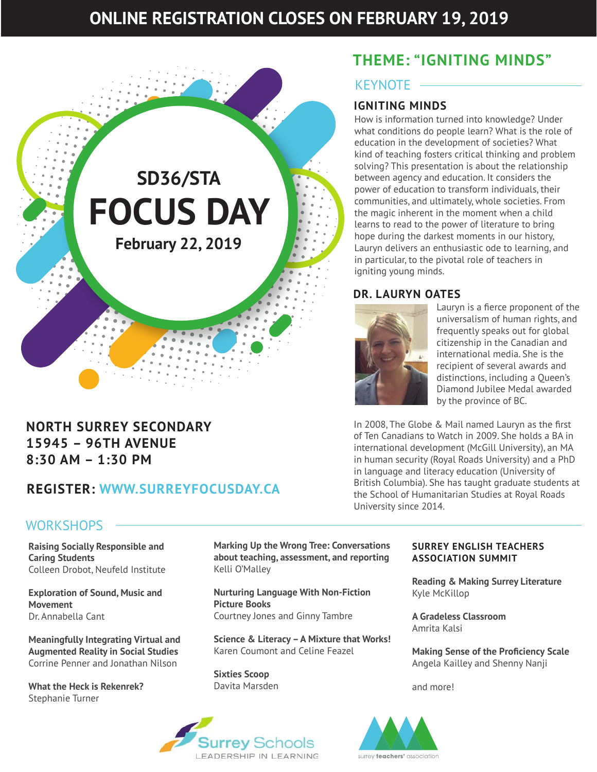# ONLINE REGISTRATION CLOSES ON FEBRUARY 19, 2019

SD36/STA

# FOCUS DAY

**February 22, 2019**

**NORTH SURREY SECONDARY**
**15945 – 96TH AVENUE**
**8:30 AM – 1:30 PM**

**REGISTER: WWW.SURREYFOCUSDAY.CA**

## THEME: "IGNITING MINDS"

### KEYNOTE

#### IGNITING MINDS

How is information turned into knowledge? Under what conditions do people learn? What is the role of education in the development of societies? What kind of teaching fosters critical thinking and problem solving? This presentation is about the relationship between agency and education. It considers the power of education to transform individuals, their communities, and ultimately, whole societies. From the magic inherent in the moment when a child learns to read to the power of literature to bring hope during the darkest moments in our history, Lauryn delivers an enthusiastic ode to learning, and in particular, to the pivotal role of teachers in igniting young minds.

#### DR. LAURYN OATES

Lauryn is a fierce proponent of the universalism of human rights, and frequently speaks out for global citizenship in the Canadian and international media. She is the recipient of several awards and distinctions, including a Queen's Diamond Jubilee Medal awarded by the province of BC.

In 2008, The Globe & Mail named Lauryn as the first of Ten Canadians to Watch in 2009. She holds a BA in international development (McGill University), an MA in human security (Royal Roads University) and a PhD in language and literacy education (University of British Columbia). She has taught graduate students at the School of Humanitarian Studies at Royal Roads University since 2014.

### WORKSHOPS

**Raising Socially Responsible and Caring Students**
Colleen Drobot, Neufeld Institute

**Exploration of Sound, Music and Movement**
Dr. Annabella Cant

**Meaningfully Integrating Virtual and Augmented Reality in Social Studies**
Corrine Penner and Jonathan Nilson

**What the Heck is Rekenrek?**
Stephanie Turner

**Marking Up the Wrong Tree: Conversations about teaching, assessment, and reporting**
Kelli O'Malley

**Nurturing Language With Non-Fiction Picture Books**
Courtney Jones and Ginny Tambre

**Science & Literacy – A Mixture that Works!**
Karen Coumont and Celine Feazel

**Sixties Scoop**
Davita Marsden

**SURREY ENGLISH TEACHERS ASSOCIATION SUMMIT**

**Reading & Making Surrey Literature**
Kyle McKillop

**A Gradeless Classroom**
Amrita Kalsi

**Making Sense of the Proficiency Scale**
Angela Kailley and Shenny Nanji

and more!

Surrey Schools
LEADERSHIP IN LEARNING

surrey teachers' association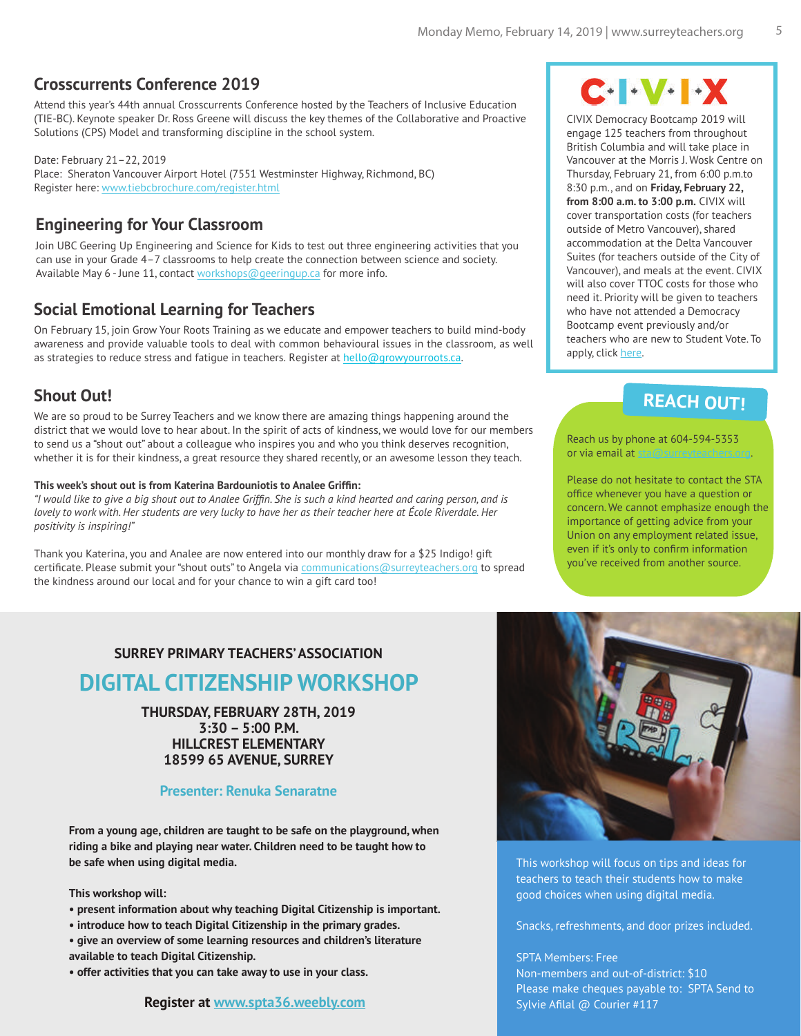## Crosscurrents Conference 2019

Attend this year's 44th annual Crosscurrents Conference hosted by the Teachers of Inclusive Education (TIE-BC). Keynote speaker Dr. Ross Greene will discuss the key themes of the Collaborative and Proactive Solutions (CPS) Model and transforming discipline in the school system.

Date: February 21–22, 2019
Place: Sheraton Vancouver Airport Hotel (7551 Westminster Highway, Richmond, BC)
Register here: www.tiebcbrochure.com/register.html

## Engineering for Your Classroom

Join UBC Geering Up Engineering and Science for Kids to test out three engineering activities that you can use in your Grade 4–7 classrooms to help create the connection between science and society. Available May 6 - June 11, contact workshops@geeringup.ca for more info.

## Social Emotional Learning for Teachers

On February 15, join Grow Your Roots Training as we educate and empower teachers to build mind-body awareness and provide valuable tools to deal with common behavioural issues in the classroom, as well as strategies to reduce stress and fatigue in teachers. Register at hello@growyourroots.ca.

## Shout Out!

We are so proud to be Surrey Teachers and we know there are amazing things happening around the district that we would love to hear about. In the spirit of acts of kindness, we would love for our members to send us a "shout out" about a colleague who inspires you and who you think deserves recognition, whether it is for their kindness, a great resource they shared recently, or an awesome lesson they teach.

**This week's shout out is from Katerina Bardouniotis to Analee Griffin:**
*"I would like to give a big shout out to Analee Griffin. She is such a kind hearted and caring person, and is lovely to work with. Her students are very lucky to have her as their teacher here at École Riverdale. Her positivity is inspiring!"*

Thank you Katerina, you and Analee are now entered into our monthly draw for a $25 Indigo! gift certificate. Please submit your "shout outs" to Angela via communications@surreyteachers.org to spread the kindness around our local and for your chance to win a gift card too!

## CIVIX

CIVIX Democracy Bootcamp 2019 will engage 125 teachers from throughout British Columbia and will take place in Vancouver at the Morris J. Wosk Centre on Thursday, February 21, from 6:00 p.m.to 8:30 p.m., and on **Friday, February 22, from 8:00 a.m. to 3:00 p.m.** CIVIX will cover transportation costs (for teachers outside of Metro Vancouver), shared accommodation at the Delta Vancouver Suites (for teachers outside of the City of Vancouver), and meals at the event. CIVIX will also cover TTOC costs for those who need it. Priority will be given to teachers who have not attended a Democracy Bootcamp event previously and/or teachers who are new to Student Vote. To apply, click here.

## REACH OUT!

Reach us by phone at 604-594-5353 or via email at sta@surreyteachers.org.

Please do not hesitate to contact the STA office whenever you have a question or concern. We cannot emphasize enough the importance of getting advice from your Union on any employment related issue, even if it's only to confirm information you've received from another source.

### SURREY PRIMARY TEACHERS' ASSOCIATION

## DIGITAL CITIZENSHIP WORKSHOP

**THURSDAY, FEBRUARY 28TH, 2019**
**3:30 – 5:00 P.M.**
**HILLCREST ELEMENTARY**
**18599 65 AVENUE, SURREY**

**Presenter: Renuka Senaratne**

**From a young age, children are taught to be safe on the playground, when riding a bike and playing near water. Children need to be taught how to be safe when using digital media.**

**This workshop will:**

- **present information about why teaching Digital Citizenship is important.**
- **introduce how to teach Digital Citizenship in the primary grades.**
- **give an overview of some learning resources and children's literature available to teach Digital Citizenship.**
- **offer activities that you can take away to use in your class.**

**Register at www.spta36.weebly.com**

This workshop will focus on tips and ideas for teachers to teach their students how to make good choices when using digital media.

Snacks, refreshments, and door prizes included.

SPTA Members: Free
Non-members and out-of-district: $10
Please make cheques payable to: SPTA Send to Sylvie Afilal @ Courier #117